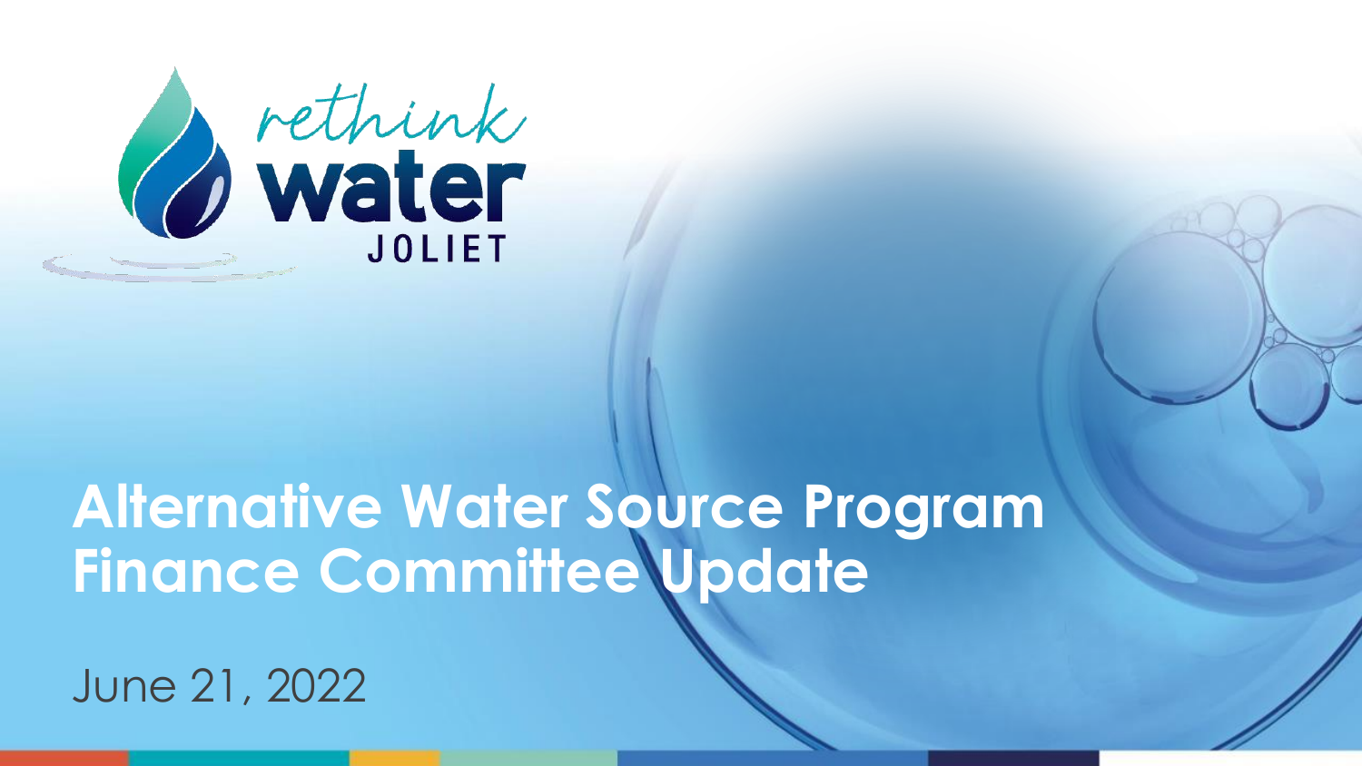rethink water JOLIET

# Alternative Water Source Program Finance Committee Update

June 21, 2022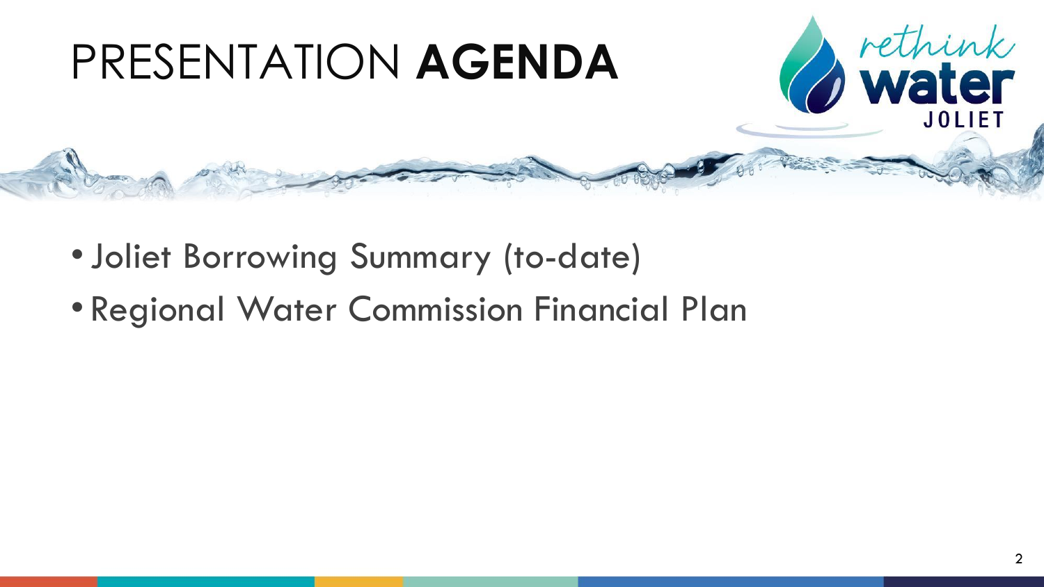# PRESENTATION **AGENDA**

- Joliet Borrowing Summary (to-date)
- Regional Water Commission Financial Plan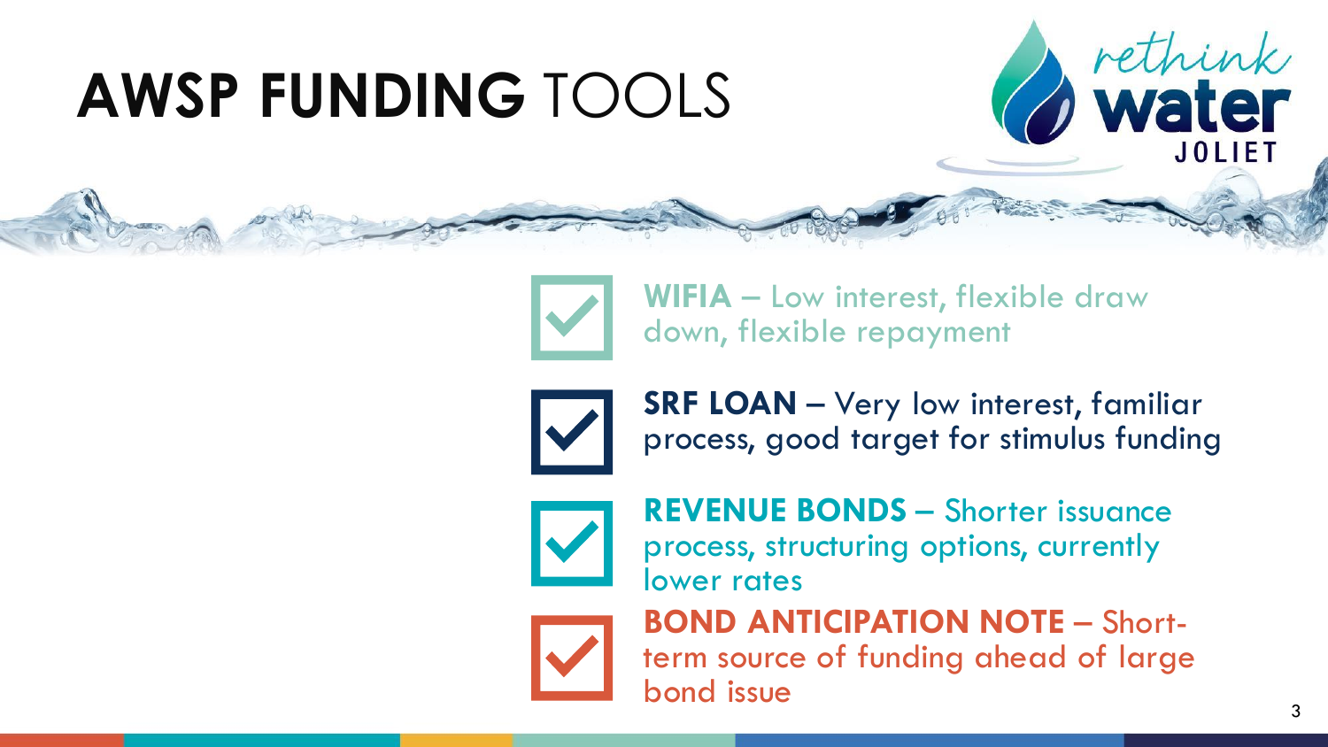# AWSP FUNDING TOOLS

- **WIFIA** – Low interest, flexible draw down, flexible repayment
- **SRF LOAN** – Very low interest, familiar process, good target for stimulus funding
- **REVENUE BONDS** – Shorter issuance process, structuring options, currently lower rates
- **BOND ANTICIPATION NOTE** – Short-term source of funding ahead of large bond issue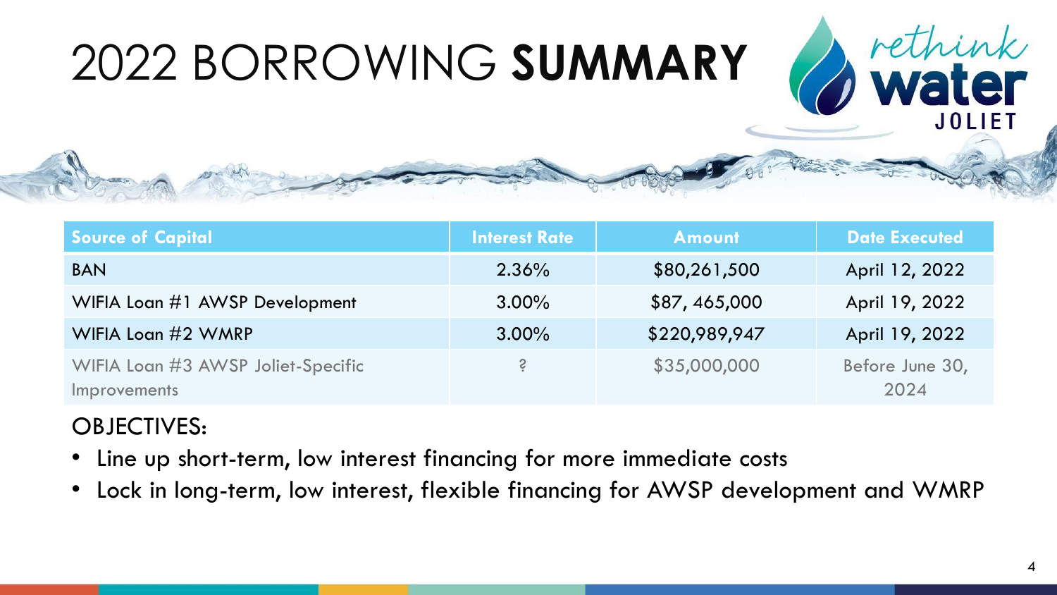# 2022 BORROWING **SUMMARY**

| Source of Capital | Interest Rate | Amount | Date Executed |
| --- | --- | --- | --- |
| BAN | 2.36% | $80,261,500 | April 12, 2022 |
| WIFIA Loan #1 AWSP Development | 3.00% | $87, 465,000 | April 19, 2022 |
| WIFIA Loan #2 WMRP | 3.00% | $220,989,947 | April 19, 2022 |
| WIFIA Loan #3 AWSP Joliet-Specific Improvements | ? | $35,000,000 | Before June 30, 2024 |

OBJECTIVES:

- Line up short-term, low interest financing for more immediate costs
- Lock in long-term, low interest, flexible financing for AWSP development and WMRP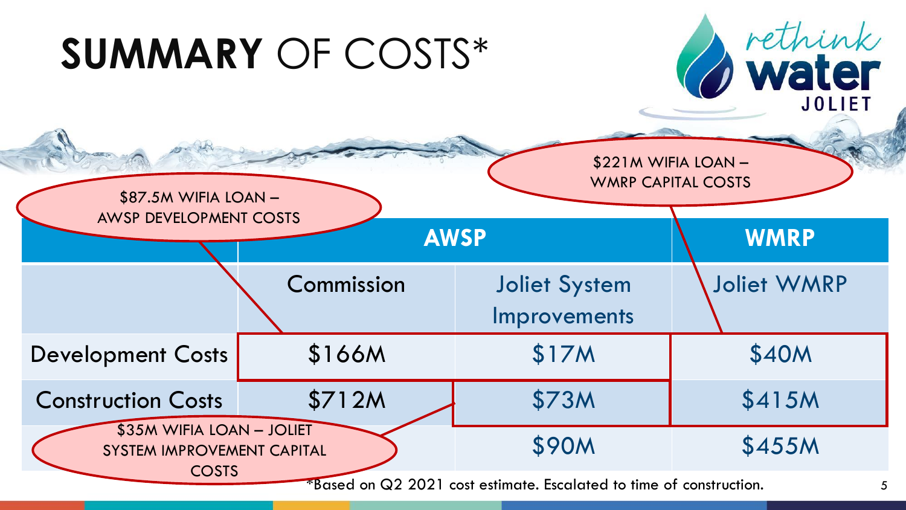# SUMMARY OF COSTS*

$87.5M WIFIA LOAN – AWSP DEVELOPMENT COSTS

$221M WIFIA LOAN – WMRP CAPITAL COSTS

$35M WIFIA LOAN – JOLIET SYSTEM IMPROVEMENT CAPITAL COSTS

| | AWSP | | WMRP |
|---|---|---|---|
| | Commission | Joliet System Improvements | Joliet WMRP |
| Development Costs | $166M | $17M | $40M |
| Construction Costs | $712M | $73M | $415M |
| | | $90M | $455M |

*Based on Q2 2021 cost estimate. Escalated to time of construction.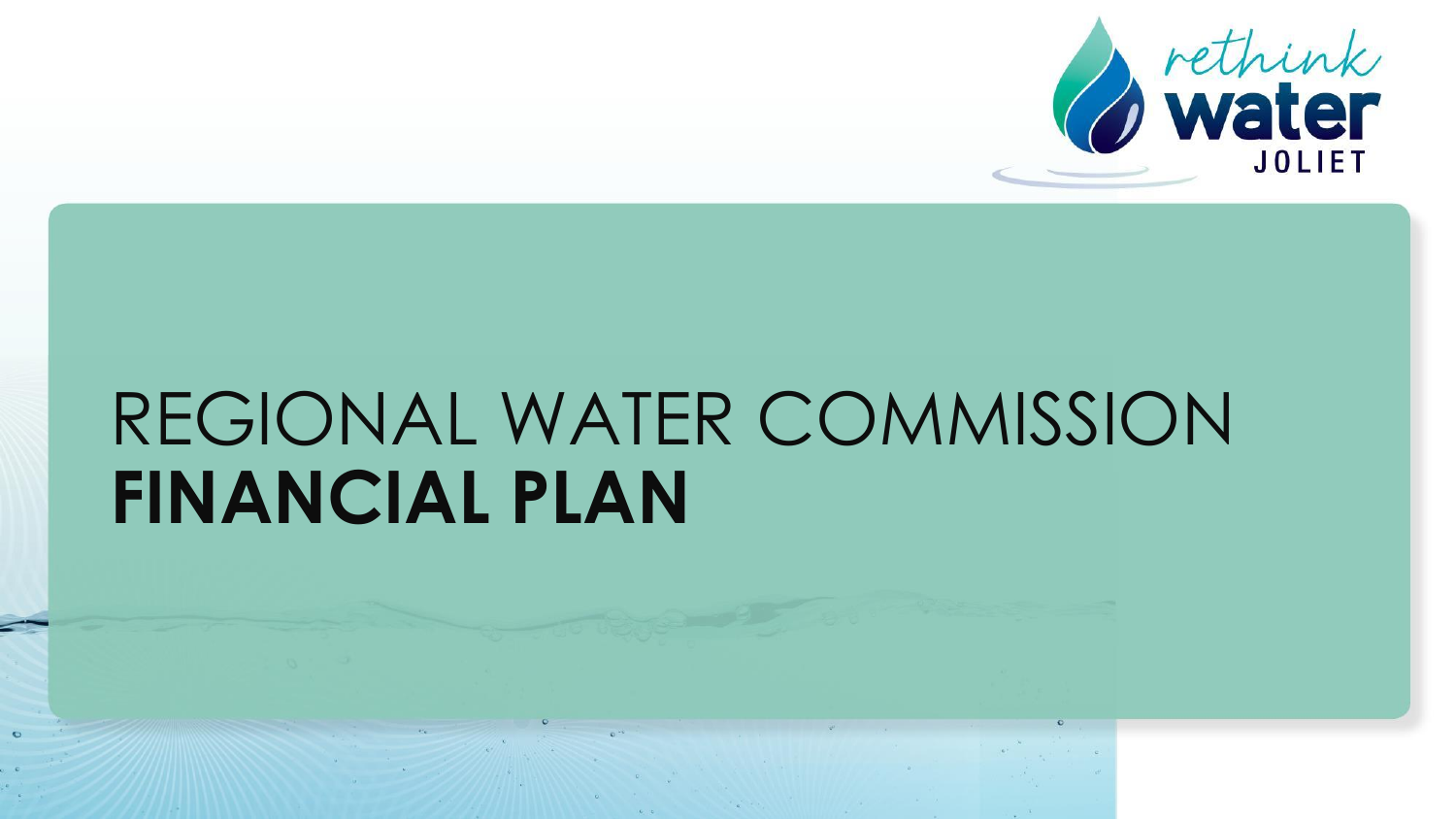# REGIONAL WATER COMMISSION **FINANCIAL PLAN**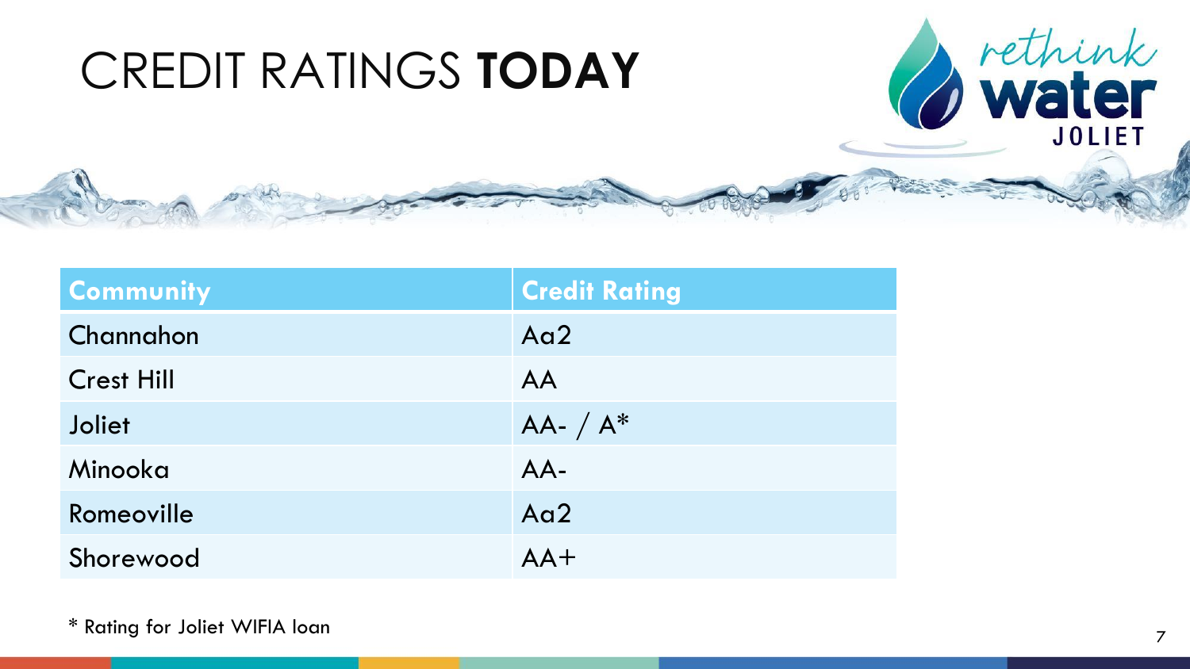# CREDIT RATINGS **TODAY**

| Community | Credit Rating |
| --- | --- |
| Channahon | Aa2 |
| Crest Hill | AA |
| Joliet | AA- / A* |
| Minooka | AA- |
| Romeoville | Aa2 |
| Shorewood | AA+ |

* Rating for Joliet WIFIA loan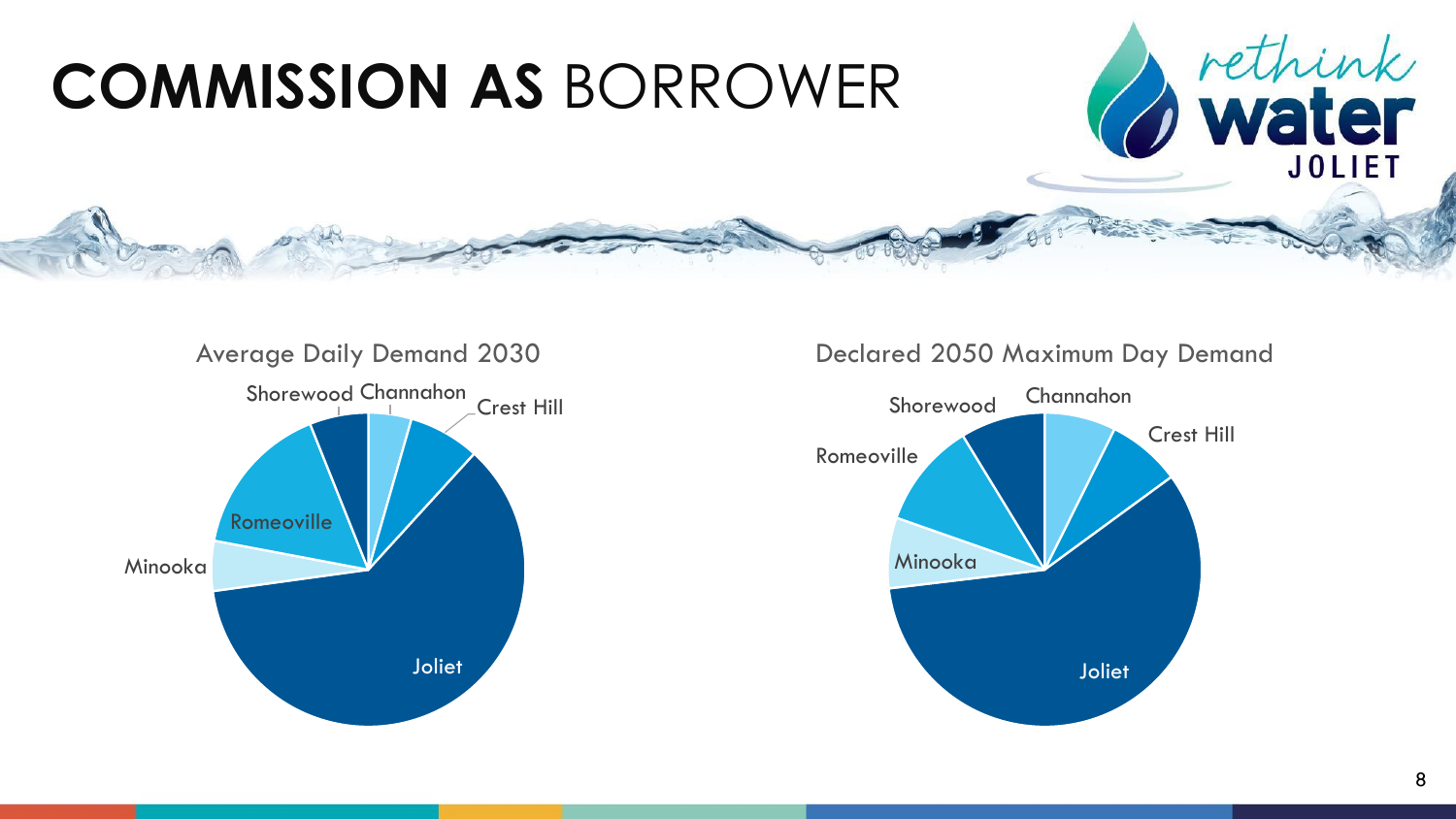# COMMISSION AS BORROWER

Average Daily Demand 2030

Shorewood, Channahon, Crest Hill, Romeoville, Minooka, Joliet

Declared 2050 Maximum Day Demand

Shorewood, Channahon, Crest Hill, Romeoville, Minooka, Joliet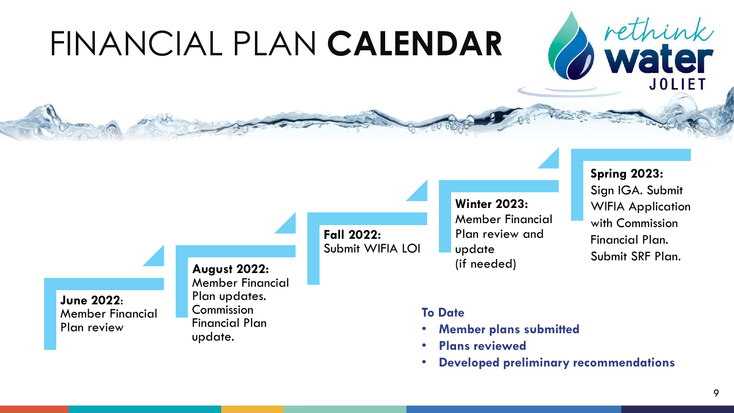# FINANCIAL PLAN **CALENDAR**

rethink water JOLIET

**June 2022:** Member Financial Plan review

**August 2022:** Member Financial Plan updates. Commission Financial Plan update.

**Fall 2022:** Submit WIFIA LOI

**Winter 2023:** Member Financial Plan review and update (if needed)

**Spring 2023:** Sign IGA. Submit WIFIA Application with Commission Financial Plan. Submit SRF Plan.

**To Date**

- **Member plans submitted**
- **Plans reviewed**
- **Developed preliminary recommendations**